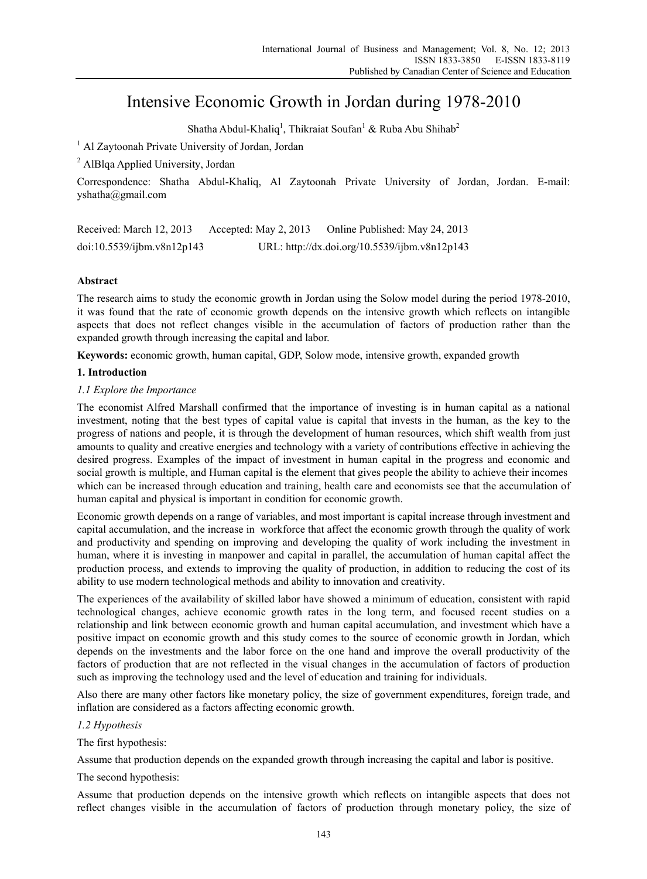# Intensive Economic Growth in Jordan during 1978-2010

Shatha Abdul-Khaliq[1], Thikraiat Soufan[1] & Ruba Abu Shihab[2]

[1] Al Zaytoonah Private University of Jordan, Jordan

[2] AlBlqa Applied University, Jordan

Correspondence: Shatha Abdul-Khaliq, Al Zaytoonah Private University of Jordan, Jordan. E-mail: yshatha@gmail.com

Received: March 12, 2013 Accepted: May 2, 2013 Online Published: May 24, 2013

doi:10.5539/ijbm.v8n12p143 URL: http://dx.doi.org/10.5539/ijbm.v8n12p143

## Abstract

The research aims to study the economic growth in Jordan using the Solow model during the period 1978-2010, it was found that the rate of economic growth depends on the intensive growth which reflects on intangible aspects that does not reflect changes visible in the accumulation of factors of production rather than the expanded growth through increasing the capital and labor.

**Keywords:** economic growth, human capital, GDP, Solow mode, intensive growth, expanded growth

## 1. Introduction

### *1.1 Explore the Importance*

The economist Alfred Marshall confirmed that the importance of investing is in human capital as a national investment, noting that the best types of capital value is capital that invests in the human, as the key to the progress of nations and people, it is through the development of human resources, which shift wealth from just amounts to quality and creative energies and technology with a variety of contributions effective in achieving the desired progress. Examples of the impact of investment in human capital in the progress and economic and social growth is multiple, and Human capital is the element that gives people the ability to achieve their incomes which can be increased through education and training, health care and economists see that the accumulation of human capital and physical is important in condition for economic growth.

Economic growth depends on a range of variables, and most important is capital increase through investment and capital accumulation, and the increase in workforce that affect the economic growth through the quality of work and productivity and spending on improving and developing the quality of work including the investment in human, where it is investing in manpower and capital in parallel, the accumulation of human capital affect the production process, and extends to improving the quality of production, in addition to reducing the cost of its ability to use modern technological methods and ability to innovation and creativity.

The experiences of the availability of skilled labor have showed a minimum of education, consistent with rapid technological changes, achieve economic growth rates in the long term, and focused recent studies on a relationship and link between economic growth and human capital accumulation, and investment which have a positive impact on economic growth and this study comes to the source of economic growth in Jordan, which depends on the investments and the labor force on the one hand and improve the overall productivity of the factors of production that are not reflected in the visual changes in the accumulation of factors of production such as improving the technology used and the level of education and training for individuals.

Also there are many other factors like monetary policy, the size of government expenditures, foreign trade, and inflation are considered as a factors affecting economic growth.

### *1.2 Hypothesis*

The first hypothesis:

Assume that production depends on the expanded growth through increasing the capital and labor is positive.

The second hypothesis:

Assume that production depends on the intensive growth which reflects on intangible aspects that does not reflect changes visible in the accumulation of factors of production through monetary policy, the size of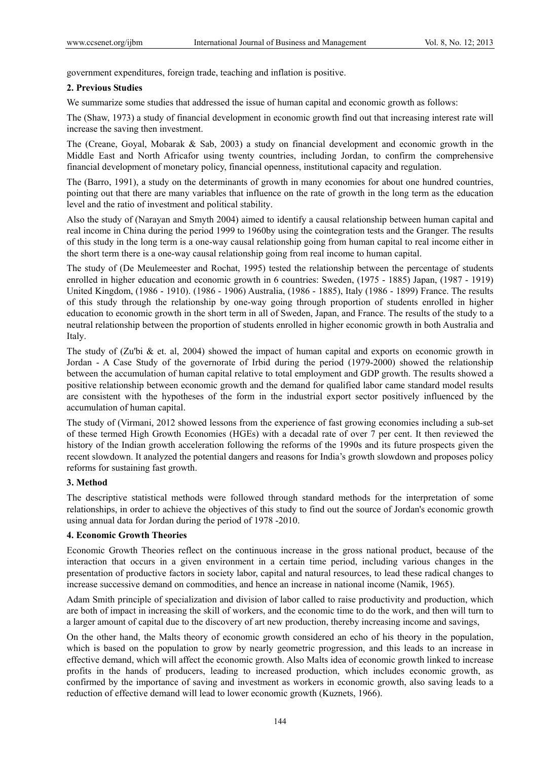government expenditures, foreign trade, teaching and inflation is positive.

## 2. Previous Studies

We summarize some studies that addressed the issue of human capital and economic growth as follows:

The (Shaw, 1973) a study of financial development in economic growth find out that increasing interest rate will increase the saving then investment.

The (Creane, Goyal, Mobarak & Sab, 2003) a study on financial development and economic growth in the Middle East and North Africafor using twenty countries, including Jordan, to confirm the comprehensive financial development of monetary policy, financial openness, institutional capacity and regulation.

The (Barro, 1991), a study on the determinants of growth in many economies for about one hundred countries, pointing out that there are many variables that influence on the rate of growth in the long term as the education level and the ratio of investment and political stability.

Also the study of (Narayan and Smyth 2004) aimed to identify a causal relationship between human capital and real income in China during the period 1999 to 1960by using the cointegration tests and the Granger. The results of this study in the long term is a one-way causal relationship going from human capital to real income either in the short term there is a one-way causal relationship going from real income to human capital.

The study of (De Meulemeester and Rochat, 1995) tested the relationship between the percentage of students enrolled in higher education and economic growth in 6 countries: Sweden, (1975 - 1885) Japan, (1987 - 1919) United Kingdom, (1986 - 1910). (1986 - 1906) Australia, (1986 - 1885), Italy (1986 - 1899) France. The results of this study through the relationship by one-way going through proportion of students enrolled in higher education to economic growth in the short term in all of Sweden, Japan, and France. The results of the study to a neutral relationship between the proportion of students enrolled in higher economic growth in both Australia and Italy.

The study of (Zu'bi & et. al, 2004) showed the impact of human capital and exports on economic growth in Jordan - A Case Study of the governorate of Irbid during the period (1979-2000) showed the relationship between the accumulation of human capital relative to total employment and GDP growth. The results showed a positive relationship between economic growth and the demand for qualified labor came standard model results are consistent with the hypotheses of the form in the industrial export sector positively influenced by the accumulation of human capital.

The study of (Virmani, 2012 showed lessons from the experience of fast growing economies including a sub-set of these termed High Growth Economies (HGEs) with a decadal rate of over 7 per cent. It then reviewed the history of the Indian growth acceleration following the reforms of the 1990s and its future prospects given the recent slowdown. It analyzed the potential dangers and reasons for India's growth slowdown and proposes policy reforms for sustaining fast growth.

## 3. Method

The descriptive statistical methods were followed through standard methods for the interpretation of some relationships, in order to achieve the objectives of this study to find out the source of Jordan's economic growth using annual data for Jordan during the period of 1978 -2010.

## 4. Economic Growth Theories

Economic Growth Theories reflect on the continuous increase in the gross national product, because of the interaction that occurs in a given environment in a certain time period, including various changes in the presentation of productive factors in society labor, capital and natural resources, to lead these radical changes to increase successive demand on commodities, and hence an increase in national income (Namik, 1965).

Adam Smith principle of specialization and division of labor called to raise productivity and production, which are both of impact in increasing the skill of workers, and the economic time to do the work, and then will turn to a larger amount of capital due to the discovery of art new production, thereby increasing income and savings,

On the other hand, the Malts theory of economic growth considered an echo of his theory in the population, which is based on the population to grow by nearly geometric progression, and this leads to an increase in effective demand, which will affect the economic growth. Also Malts idea of economic growth linked to increase profits in the hands of producers, leading to increased production, which includes economic growth, as confirmed by the importance of saving and investment as workers in economic growth, also saving leads to a reduction of effective demand will lead to lower economic growth (Kuznets, 1966).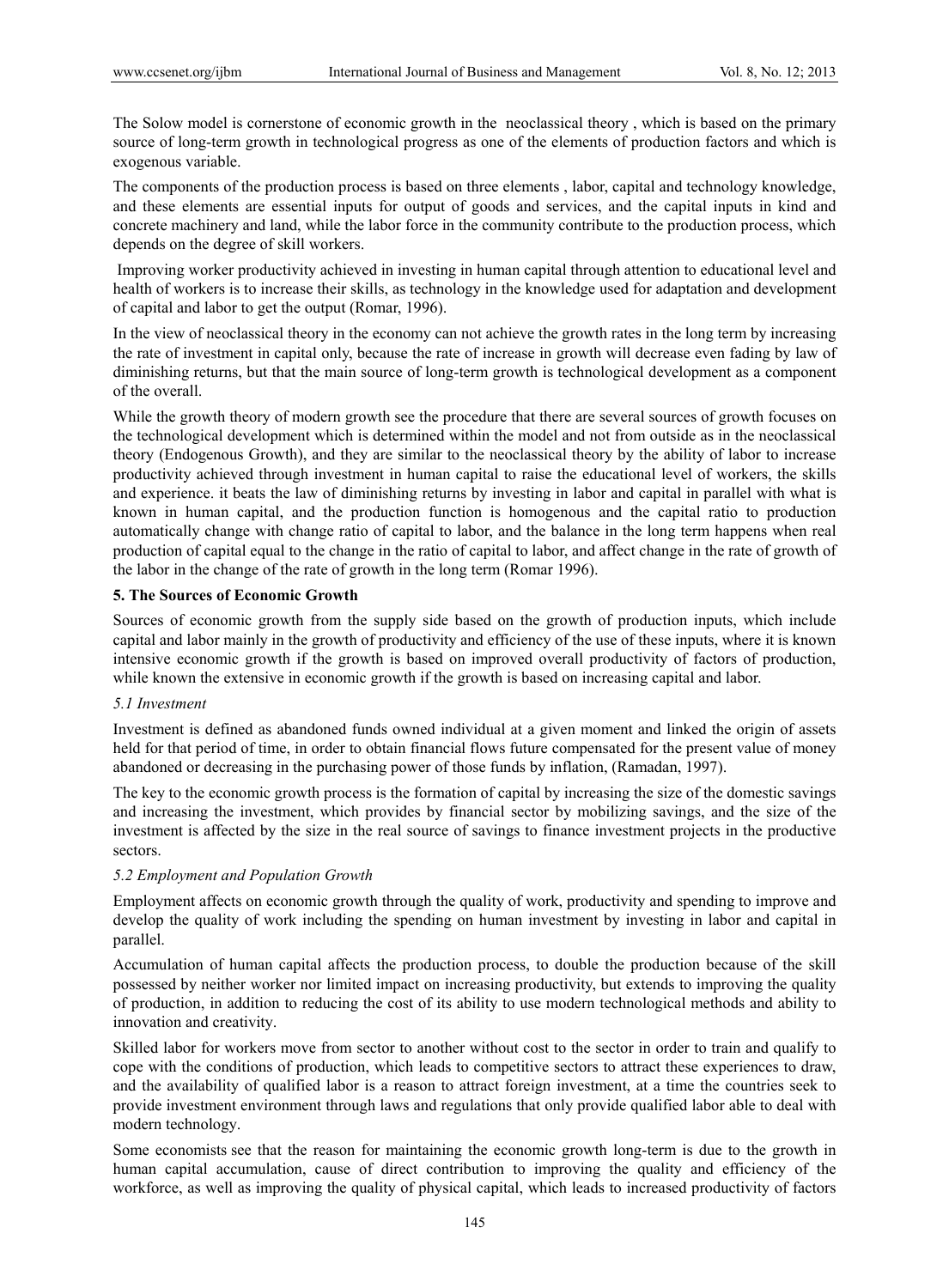The Solow model is cornerstone of economic growth in the neoclassical theory , which is based on the primary source of long-term growth in technological progress as one of the elements of production factors and which is exogenous variable.

The components of the production process is based on three elements , labor, capital and technology knowledge, and these elements are essential inputs for output of goods and services, and the capital inputs in kind and concrete machinery and land, while the labor force in the community contribute to the production process, which depends on the degree of skill workers.

Improving worker productivity achieved in investing in human capital through attention to educational level and health of workers is to increase their skills, as technology in the knowledge used for adaptation and development of capital and labor to get the output (Romar, 1996).

In the view of neoclassical theory in the economy can not achieve the growth rates in the long term by increasing the rate of investment in capital only, because the rate of increase in growth will decrease even fading by law of diminishing returns, but that the main source of long-term growth is technological development as a component of the overall.

While the growth theory of modern growth see the procedure that there are several sources of growth focuses on the technological development which is determined within the model and not from outside as in the neoclassical theory (Endogenous Growth), and they are similar to the neoclassical theory by the ability of labor to increase productivity achieved through investment in human capital to raise the educational level of workers, the skills and experience. it beats the law of diminishing returns by investing in labor and capital in parallel with what is known in human capital, and the production function is homogenous and the capital ratio to production automatically change with change ratio of capital to labor, and the balance in the long term happens when real production of capital equal to the change in the ratio of capital to labor, and affect change in the rate of growth of the labor in the change of the rate of growth in the long term (Romar 1996).

## 5. The Sources of Economic Growth

Sources of economic growth from the supply side based on the growth of production inputs, which include capital and labor mainly in the growth of productivity and efficiency of the use of these inputs, where it is known intensive economic growth if the growth is based on improved overall productivity of factors of production, while known the extensive in economic growth if the growth is based on increasing capital and labor.

### *5.1 Investment*

Investment is defined as abandoned funds owned individual at a given moment and linked the origin of assets held for that period of time, in order to obtain financial flows future compensated for the present value of money abandoned or decreasing in the purchasing power of those funds by inflation, (Ramadan, 1997).

The key to the economic growth process is the formation of capital by increasing the size of the domestic savings and increasing the investment, which provides by financial sector by mobilizing savings, and the size of the investment is affected by the size in the real source of savings to finance investment projects in the productive sectors.

### *5.2 Employment and Population Growth*

Employment affects on economic growth through the quality of work, productivity and spending to improve and develop the quality of work including the spending on human investment by investing in labor and capital in parallel.

Accumulation of human capital affects the production process, to double the production because of the skill possessed by neither worker nor limited impact on increasing productivity, but extends to improving the quality of production, in addition to reducing the cost of its ability to use modern technological methods and ability to innovation and creativity.

Skilled labor for workers move from sector to another without cost to the sector in order to train and qualify to cope with the conditions of production, which leads to competitive sectors to attract these experiences to draw, and the availability of qualified labor is a reason to attract foreign investment, at a time the countries seek to provide investment environment through laws and regulations that only provide qualified labor able to deal with modern technology.

Some economists see that the reason for maintaining the economic growth long-term is due to the growth in human capital accumulation, cause of direct contribution to improving the quality and efficiency of the workforce, as well as improving the quality of physical capital, which leads to increased productivity of factors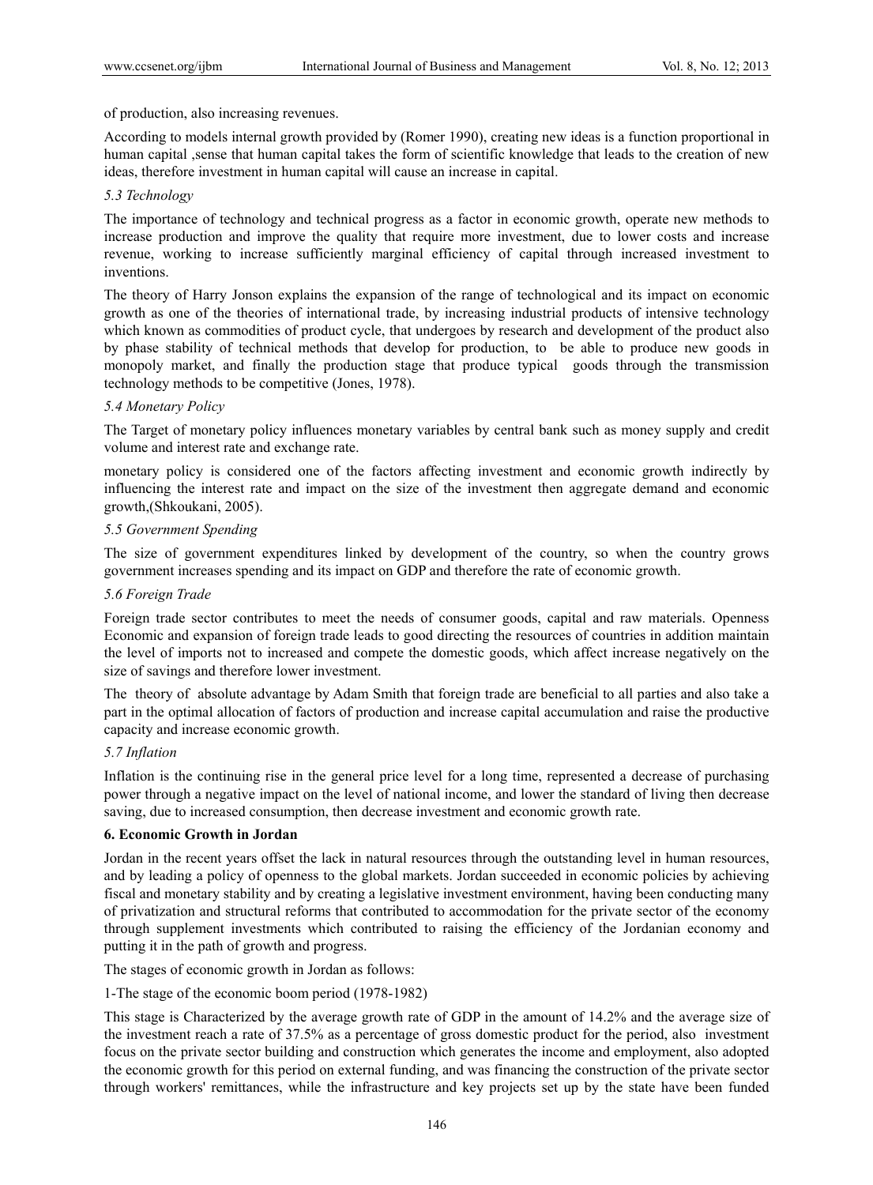of production, also increasing revenues.

According to models internal growth provided by (Romer 1990), creating new ideas is a function proportional in human capital ,sense that human capital takes the form of scientific knowledge that leads to the creation of new ideas, therefore investment in human capital will cause an increase in capital.

### *5.3 Technology*

The importance of technology and technical progress as a factor in economic growth, operate new methods to increase production and improve the quality that require more investment, due to lower costs and increase revenue, working to increase sufficiently marginal efficiency of capital through increased investment to inventions.

The theory of Harry Jonson explains the expansion of the range of technological and its impact on economic growth as one of the theories of international trade, by increasing industrial products of intensive technology which known as commodities of product cycle, that undergoes by research and development of the product also by phase stability of technical methods that develop for production, to be able to produce new goods in monopoly market, and finally the production stage that produce typical goods through the transmission technology methods to be competitive (Jones, 1978).

### *5.4 Monetary Policy*

The Target of monetary policy influences monetary variables by central bank such as money supply and credit volume and interest rate and exchange rate.

monetary policy is considered one of the factors affecting investment and economic growth indirectly by influencing the interest rate and impact on the size of the investment then aggregate demand and economic growth,(Shkoukani, 2005).

### *5.5 Government Spending*

The size of government expenditures linked by development of the country, so when the country grows government increases spending and its impact on GDP and therefore the rate of economic growth.

### *5.6 Foreign Trade*

Foreign trade sector contributes to meet the needs of consumer goods, capital and raw materials. Openness Economic and expansion of foreign trade leads to good directing the resources of countries in addition maintain the level of imports not to increased and compete the domestic goods, which affect increase negatively on the size of savings and therefore lower investment.

The theory of absolute advantage by Adam Smith that foreign trade are beneficial to all parties and also take a part in the optimal allocation of factors of production and increase capital accumulation and raise the productive capacity and increase economic growth.

### *5.7 Inflation*

Inflation is the continuing rise in the general price level for a long time, represented a decrease of purchasing power through a negative impact on the level of national income, and lower the standard of living then decrease saving, due to increased consumption, then decrease investment and economic growth rate.

## 6. Economic Growth in Jordan

Jordan in the recent years offset the lack in natural resources through the outstanding level in human resources, and by leading a policy of openness to the global markets. Jordan succeeded in economic policies by achieving fiscal and monetary stability and by creating a legislative investment environment, having been conducting many of privatization and structural reforms that contributed to accommodation for the private sector of the economy through supplement investments which contributed to raising the efficiency of the Jordanian economy and putting it in the path of growth and progress.

The stages of economic growth in Jordan as follows:

1-The stage of the economic boom period (1978-1982)

This stage is Characterized by the average growth rate of GDP in the amount of 14.2% and the average size of the investment reach a rate of 37.5% as a percentage of gross domestic product for the period, also investment focus on the private sector building and construction which generates the income and employment, also adopted the economic growth for this period on external funding, and was financing the construction of the private sector through workers' remittances, while the infrastructure and key projects set up by the state have been funded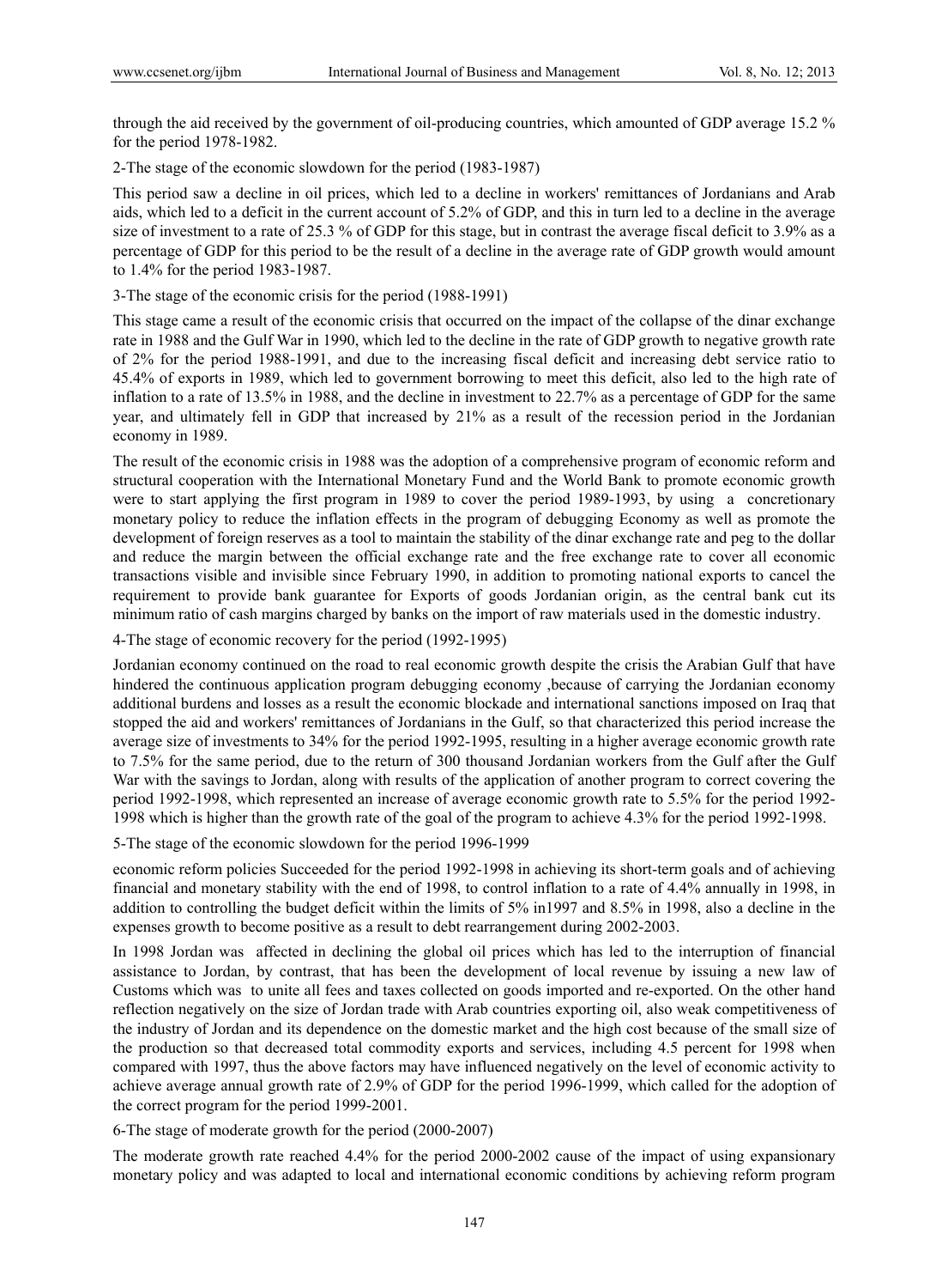through the aid received by the government of oil-producing countries, which amounted of GDP average 15.2 % for the period 1978-1982.

2-The stage of the economic slowdown for the period (1983-1987)

This period saw a decline in oil prices, which led to a decline in workers' remittances of Jordanians and Arab aids, which led to a deficit in the current account of 5.2% of GDP, and this in turn led to a decline in the average size of investment to a rate of 25.3 % of GDP for this stage, but in contrast the average fiscal deficit to 3.9% as a percentage of GDP for this period to be the result of a decline in the average rate of GDP growth would amount to 1.4% for the period 1983-1987.

3-The stage of the economic crisis for the period (1988-1991)

This stage came a result of the economic crisis that occurred on the impact of the collapse of the dinar exchange rate in 1988 and the Gulf War in 1990, which led to the decline in the rate of GDP growth to negative growth rate of 2% for the period 1988-1991, and due to the increasing fiscal deficit and increasing debt service ratio to 45.4% of exports in 1989, which led to government borrowing to meet this deficit, also led to the high rate of inflation to a rate of 13.5% in 1988, and the decline in investment to 22.7% as a percentage of GDP for the same year, and ultimately fell in GDP that increased by 21% as a result of the recession period in the Jordanian economy in 1989.

The result of the economic crisis in 1988 was the adoption of a comprehensive program of economic reform and structural cooperation with the International Monetary Fund and the World Bank to promote economic growth were to start applying the first program in 1989 to cover the period 1989-1993, by using a concretionary monetary policy to reduce the inflation effects in the program of debugging Economy as well as promote the development of foreign reserves as a tool to maintain the stability of the dinar exchange rate and peg to the dollar and reduce the margin between the official exchange rate and the free exchange rate to cover all economic transactions visible and invisible since February 1990, in addition to promoting national exports to cancel the requirement to provide bank guarantee for Exports of goods Jordanian origin, as the central bank cut its minimum ratio of cash margins charged by banks on the import of raw materials used in the domestic industry.

4-The stage of economic recovery for the period (1992-1995)

Jordanian economy continued on the road to real economic growth despite the crisis the Arabian Gulf that have hindered the continuous application program debugging economy ,because of carrying the Jordanian economy additional burdens and losses as a result the economic blockade and international sanctions imposed on Iraq that stopped the aid and workers' remittances of Jordanians in the Gulf, so that characterized this period increase the average size of investments to 34% for the period 1992-1995, resulting in a higher average economic growth rate to 7.5% for the same period, due to the return of 300 thousand Jordanian workers from the Gulf after the Gulf War with the savings to Jordan, along with results of the application of another program to correct covering the period 1992-1998, which represented an increase of average economic growth rate to 5.5% for the period 1992-1998 which is higher than the growth rate of the goal of the program to achieve 4.3% for the period 1992-1998.

5-The stage of the economic slowdown for the period 1996-1999

economic reform policies Succeeded for the period 1992-1998 in achieving its short-term goals and of achieving financial and monetary stability with the end of 1998, to control inflation to a rate of 4.4% annually in 1998, in addition to controlling the budget deficit within the limits of 5% in1997 and 8.5% in 1998, also a decline in the expenses growth to become positive as a result to debt rearrangement during 2002-2003.

In 1998 Jordan was affected in declining the global oil prices which has led to the interruption of financial assistance to Jordan, by contrast, that has been the development of local revenue by issuing a new law of Customs which was to unite all fees and taxes collected on goods imported and re-exported. On the other hand reflection negatively on the size of Jordan trade with Arab countries exporting oil, also weak competitiveness of the industry of Jordan and its dependence on the domestic market and the high cost because of the small size of the production so that decreased total commodity exports and services, including 4.5 percent for 1998 when compared with 1997, thus the above factors may have influenced negatively on the level of economic activity to achieve average annual growth rate of 2.9% of GDP for the period 1996-1999, which called for the adoption of the correct program for the period 1999-2001.

6-The stage of moderate growth for the period (2000-2007)

The moderate growth rate reached 4.4% for the period 2000-2002 cause of the impact of using expansionary monetary policy and was adapted to local and international economic conditions by achieving reform program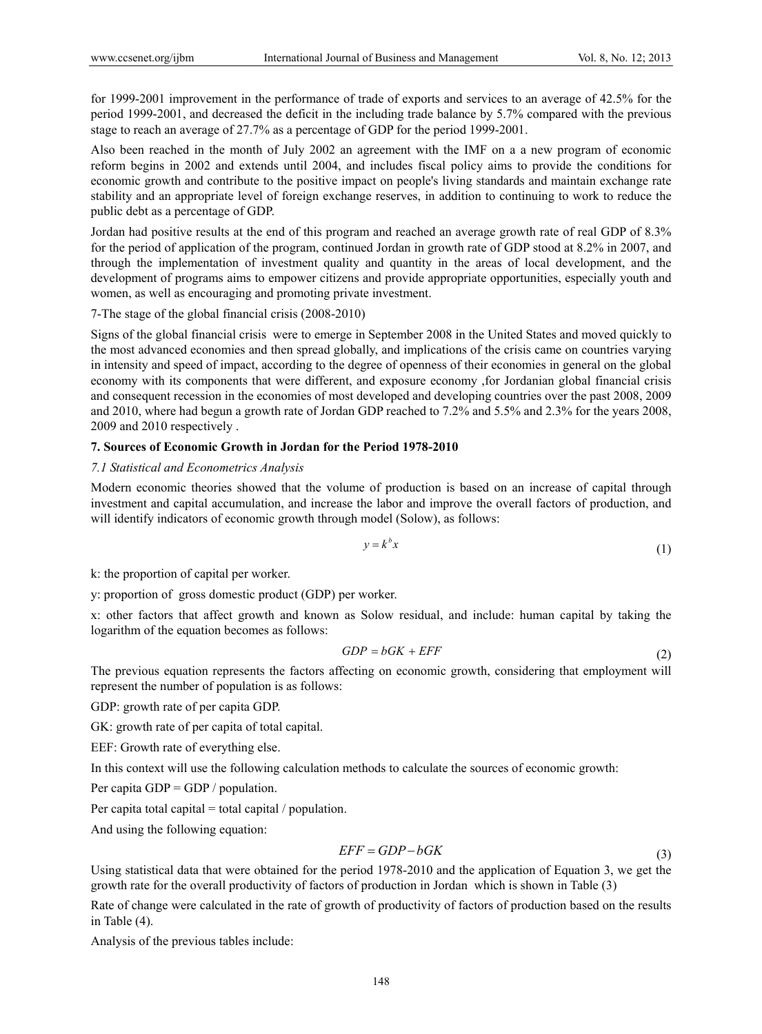for 1999-2001 improvement in the performance of trade of exports and services to an average of 42.5% for the period 1999-2001, and decreased the deficit in the including trade balance by 5.7% compared with the previous stage to reach an average of 27.7% as a percentage of GDP for the period 1999-2001.

Also been reached in the month of July 2002 an agreement with the IMF on a a new program of economic reform begins in 2002 and extends until 2004, and includes fiscal policy aims to provide the conditions for economic growth and contribute to the positive impact on people's living standards and maintain exchange rate stability and an appropriate level of foreign exchange reserves, in addition to continuing to work to reduce the public debt as a percentage of GDP.

Jordan had positive results at the end of this program and reached an average growth rate of real GDP of 8.3% for the period of application of the program, continued Jordan in growth rate of GDP stood at 8.2% in 2007, and through the implementation of investment quality and quantity in the areas of local development, and the development of programs aims to empower citizens and provide appropriate opportunities, especially youth and women, as well as encouraging and promoting private investment.

7-The stage of the global financial crisis (2008-2010)

Signs of the global financial crisis were to emerge in September 2008 in the United States and moved quickly to the most advanced economies and then spread globally, and implications of the crisis came on countries varying in intensity and speed of impact, according to the degree of openness of their economies in general on the global economy with its components that were different, and exposure economy ,for Jordanian global financial crisis and consequent recession in the economies of most developed and developing countries over the past 2008, 2009 and 2010, where had begun a growth rate of Jordan GDP reached to 7.2% and 5.5% and 2.3% for the years 2008, 2009 and 2010 respectively .

## 7. Sources of Economic Growth in Jordan for the Period 1978-2010

### *7.1 Statistical and Econometrics Analysis*

Modern economic theories showed that the volume of production is based on an increase of capital through investment and capital accumulation, and increase the labor and improve the overall factors of production, and will identify indicators of economic growth through model (Solow), as follows:

$$y = k^{b}x \tag{1}$$

k: the proportion of capital per worker.

y: proportion of gross domestic product (GDP) per worker.

x: other factors that affect growth and known as Solow residual, and include: human capital by taking the logarithm of the equation becomes as follows:

$$GDP = bGK + EFF \tag{2}$$

The previous equation represents the factors affecting on economic growth, considering that employment will represent the number of population is as follows:

GDP: growth rate of per capita GDP.

GK: growth rate of per capita of total capital.

EEF: Growth rate of everything else.

In this context will use the following calculation methods to calculate the sources of economic growth:

Per capita GDP = GDP / population.

Per capita total capital = total capital / population.

And using the following equation:

$$EFF = GDP - bGK \tag{3}$$

Using statistical data that were obtained for the period 1978-2010 and the application of Equation 3, we get the growth rate for the overall productivity of factors of production in Jordan which is shown in Table (3)

Rate of change were calculated in the rate of growth of productivity of factors of production based on the results in Table (4).

Analysis of the previous tables include: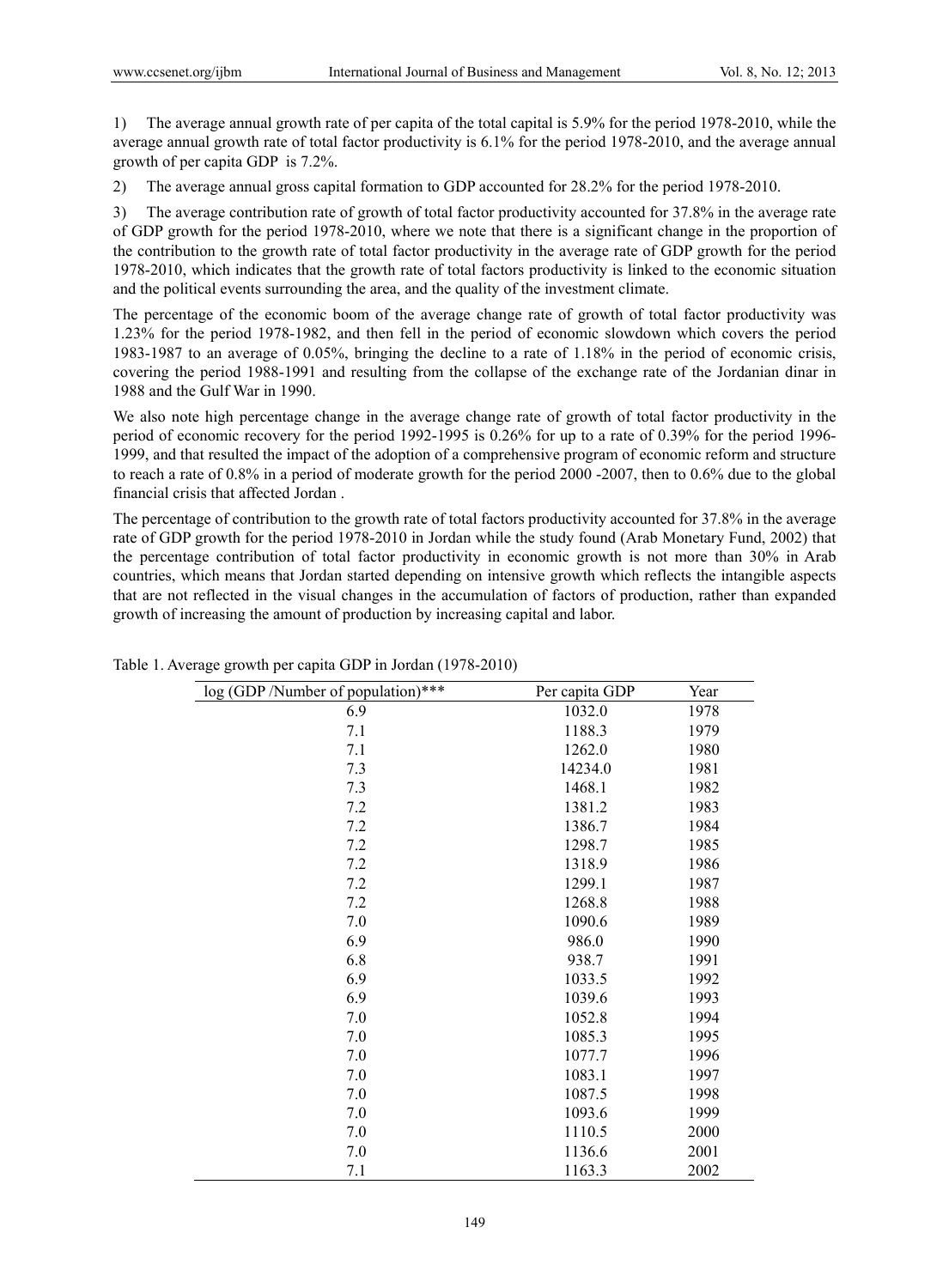1) The average annual growth rate of per capita of the total capital is 5.9% for the period 1978-2010, while the average annual growth rate of total factor productivity is 6.1% for the period 1978-2010, and the average annual growth of per capita GDP is 7.2%.

2) The average annual gross capital formation to GDP accounted for 28.2% for the period 1978-2010.

3) The average contribution rate of growth of total factor productivity accounted for 37.8% in the average rate of GDP growth for the period 1978-2010, where we note that there is a significant change in the proportion of the contribution to the growth rate of total factor productivity in the average rate of GDP growth for the period 1978-2010, which indicates that the growth rate of total factors productivity is linked to the economic situation and the political events surrounding the area, and the quality of the investment climate.

The percentage of the economic boom of the average change rate of growth of total factor productivity was 1.23% for the period 1978-1982, and then fell in the period of economic slowdown which covers the period 1983-1987 to an average of 0.05%, bringing the decline to a rate of 1.18% in the period of economic crisis, covering the period 1988-1991 and resulting from the collapse of the exchange rate of the Jordanian dinar in 1988 and the Gulf War in 1990.

We also note high percentage change in the average change rate of growth of total factor productivity in the period of economic recovery for the period 1992-1995 is 0.26% for up to a rate of 0.39% for the period 1996-1999, and that resulted the impact of the adoption of a comprehensive program of economic reform and structure to reach a rate of 0.8% in a period of moderate growth for the period 2000 -2007, then to 0.6% due to the global financial crisis that affected Jordan .

The percentage of contribution to the growth rate of total factors productivity accounted for 37.8% in the average rate of GDP growth for the period 1978-2010 in Jordan while the study found (Arab Monetary Fund, 2002) that the percentage contribution of total factor productivity in economic growth is not more than 30% in Arab countries, which means that Jordan started depending on intensive growth which reflects the intangible aspects that are not reflected in the visual changes in the accumulation of factors of production, rather than expanded growth of increasing the amount of production by increasing capital and labor.

Table 1. Average growth per capita GDP in Jordan (1978-2010)

| log (GDP /Number of population)*** | Per capita GDP | Year |
|---|---|---|
| 6.9 | 1032.0 | 1978 |
| 7.1 | 1188.3 | 1979 |
| 7.1 | 1262.0 | 1980 |
| 7.3 | 14234.0 | 1981 |
| 7.3 | 1468.1 | 1982 |
| 7.2 | 1381.2 | 1983 |
| 7.2 | 1386.7 | 1984 |
| 7.2 | 1298.7 | 1985 |
| 7.2 | 1318.9 | 1986 |
| 7.2 | 1299.1 | 1987 |
| 7.2 | 1268.8 | 1988 |
| 7.0 | 1090.6 | 1989 |
| 6.9 | 986.0 | 1990 |
| 6.8 | 938.7 | 1991 |
| 6.9 | 1033.5 | 1992 |
| 6.9 | 1039.6 | 1993 |
| 7.0 | 1052.8 | 1994 |
| 7.0 | 1085.3 | 1995 |
| 7.0 | 1077.7 | 1996 |
| 7.0 | 1083.1 | 1997 |
| 7.0 | 1087.5 | 1998 |
| 7.0 | 1093.6 | 1999 |
| 7.0 | 1110.5 | 2000 |
| 7.0 | 1136.6 | 2001 |
| 7.1 | 1163.3 | 2002 |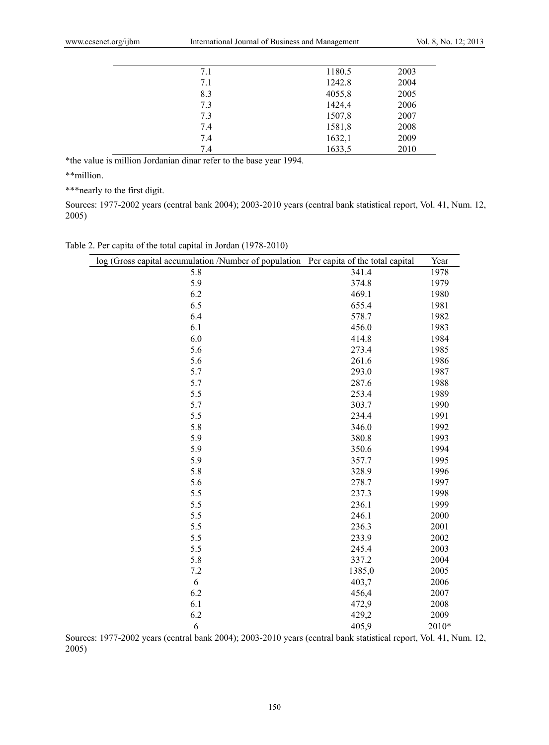| | | |
|---|---|---|
| 7.1 | 1180.5 | 2003 |
| 7.1 | 1242.8 | 2004 |
| 8.3 | 4055,8 | 2005 |
| 7.3 | 1424,4 | 2006 |
| 7.3 | 1507,8 | 2007 |
| 7.4 | 1581,8 | 2008 |
| 7.4 | 1632,1 | 2009 |
| 7.4 | 1633,5 | 2010 |

*the value is million Jordanian dinar refer to the base year 1994.

**million.

***nearly to the first digit.

Sources: 1977-2002 years (central bank 2004); 2003-2010 years (central bank statistical report, Vol. 41, Num. 12, 2005)

Table 2. Per capita of the total capital in Jordan (1978-2010)

| log (Gross capital accumulation /Number of population | Per capita of the total capital | Year |
|---|---|---|
| 5.8 | 341.4 | 1978 |
| 5.9 | 374.8 | 1979 |
| 6.2 | 469.1 | 1980 |
| 6.5 | 655.4 | 1981 |
| 6.4 | 578.7 | 1982 |
| 6.1 | 456.0 | 1983 |
| 6.0 | 414.8 | 1984 |
| 5.6 | 273.4 | 1985 |
| 5.6 | 261.6 | 1986 |
| 5.7 | 293.0 | 1987 |
| 5.7 | 287.6 | 1988 |
| 5.5 | 253.4 | 1989 |
| 5.7 | 303.7 | 1990 |
| 5.5 | 234.4 | 1991 |
| 5.8 | 346.0 | 1992 |
| 5.9 | 380.8 | 1993 |
| 5.9 | 350.6 | 1994 |
| 5.9 | 357.7 | 1995 |
| 5.8 | 328.9 | 1996 |
| 5.6 | 278.7 | 1997 |
| 5.5 | 237.3 | 1998 |
| 5.5 | 236.1 | 1999 |
| 5.5 | 246.1 | 2000 |
| 5.5 | 236.3 | 2001 |
| 5.5 | 233.9 | 2002 |
| 5.5 | 245.4 | 2003 |
| 5.8 | 337.2 | 2004 |
| 7.2 | 1385,0 | 2005 |
| 6 | 403,7 | 2006 |
| 6.2 | 456,4 | 2007 |
| 6.1 | 472,9 | 2008 |
| 6.2 | 429,2 | 2009 |
| 6 | 405,9 | 2010* |

Sources: 1977-2002 years (central bank 2004); 2003-2010 years (central bank statistical report, Vol. 41, Num. 12, 2005)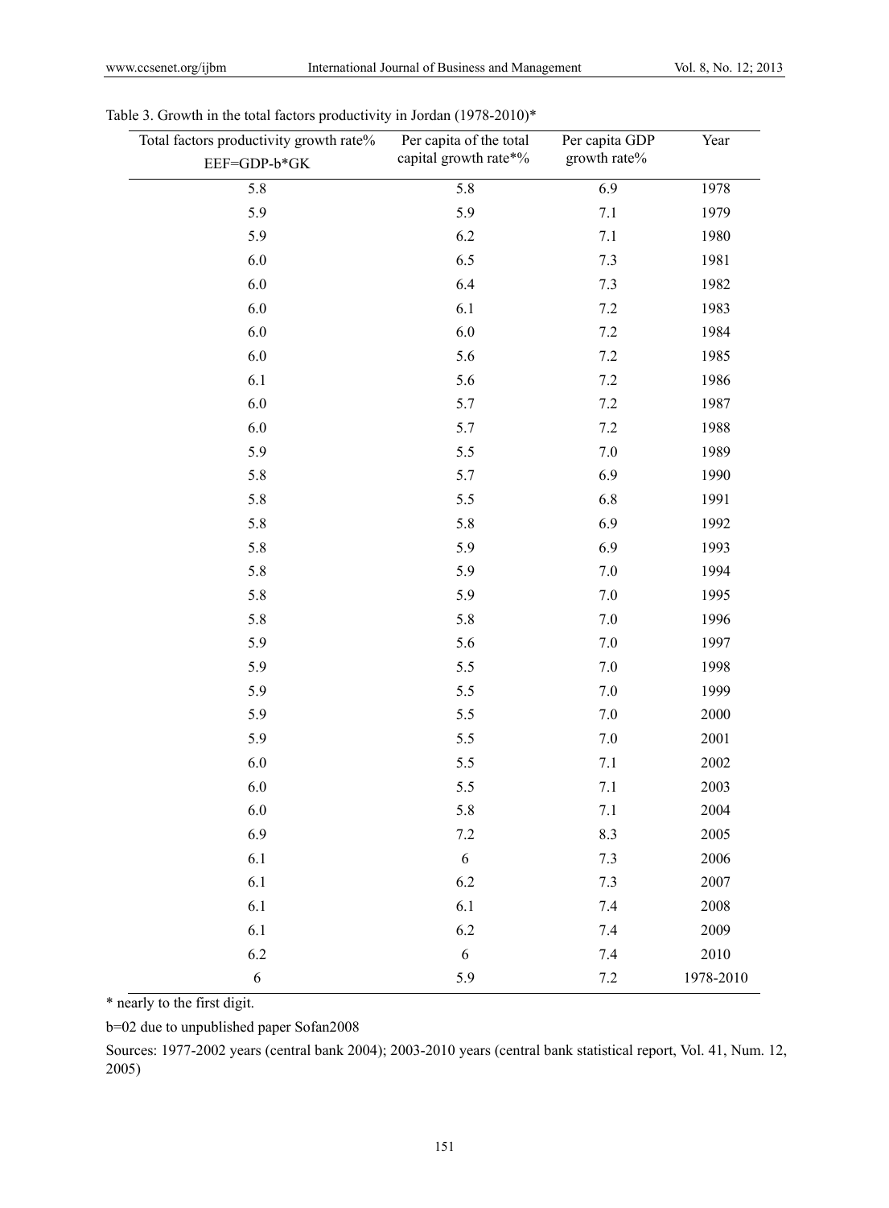Table 3. Growth in the total factors productivity in Jordan (1978-2010)*

| Total factors productivity growth rate% EEF=GDP-b*GK | Per capita of the total capital growth rate*% | Per capita GDP growth rate% | Year |
|---|---|---|---|
| 5.8 | 5.8 | 6.9 | 1978 |
| 5.9 | 5.9 | 7.1 | 1979 |
| 5.9 | 6.2 | 7.1 | 1980 |
| 6.0 | 6.5 | 7.3 | 1981 |
| 6.0 | 6.4 | 7.3 | 1982 |
| 6.0 | 6.1 | 7.2 | 1983 |
| 6.0 | 6.0 | 7.2 | 1984 |
| 6.0 | 5.6 | 7.2 | 1985 |
| 6.1 | 5.6 | 7.2 | 1986 |
| 6.0 | 5.7 | 7.2 | 1987 |
| 6.0 | 5.7 | 7.2 | 1988 |
| 5.9 | 5.5 | 7.0 | 1989 |
| 5.8 | 5.7 | 6.9 | 1990 |
| 5.8 | 5.5 | 6.8 | 1991 |
| 5.8 | 5.8 | 6.9 | 1992 |
| 5.8 | 5.9 | 6.9 | 1993 |
| 5.8 | 5.9 | 7.0 | 1994 |
| 5.8 | 5.9 | 7.0 | 1995 |
| 5.8 | 5.8 | 7.0 | 1996 |
| 5.9 | 5.6 | 7.0 | 1997 |
| 5.9 | 5.5 | 7.0 | 1998 |
| 5.9 | 5.5 | 7.0 | 1999 |
| 5.9 | 5.5 | 7.0 | 2000 |
| 5.9 | 5.5 | 7.0 | 2001 |
| 6.0 | 5.5 | 7.1 | 2002 |
| 6.0 | 5.5 | 7.1 | 2003 |
| 6.0 | 5.8 | 7.1 | 2004 |
| 6.9 | 7.2 | 8.3 | 2005 |
| 6.1 | 6 | 7.3 | 2006 |
| 6.1 | 6.2 | 7.3 | 2007 |
| 6.1 | 6.1 | 7.4 | 2008 |
| 6.1 | 6.2 | 7.4 | 2009 |
| 6.2 | 6 | 7.4 | 2010 |
| 6 | 5.9 | 7.2 | 1978-2010 |

* nearly to the first digit.

b=02 due to unpublished paper Sofan2008

Sources: 1977-2002 years (central bank 2004); 2003-2010 years (central bank statistical report, Vol. 41, Num. 12, 2005)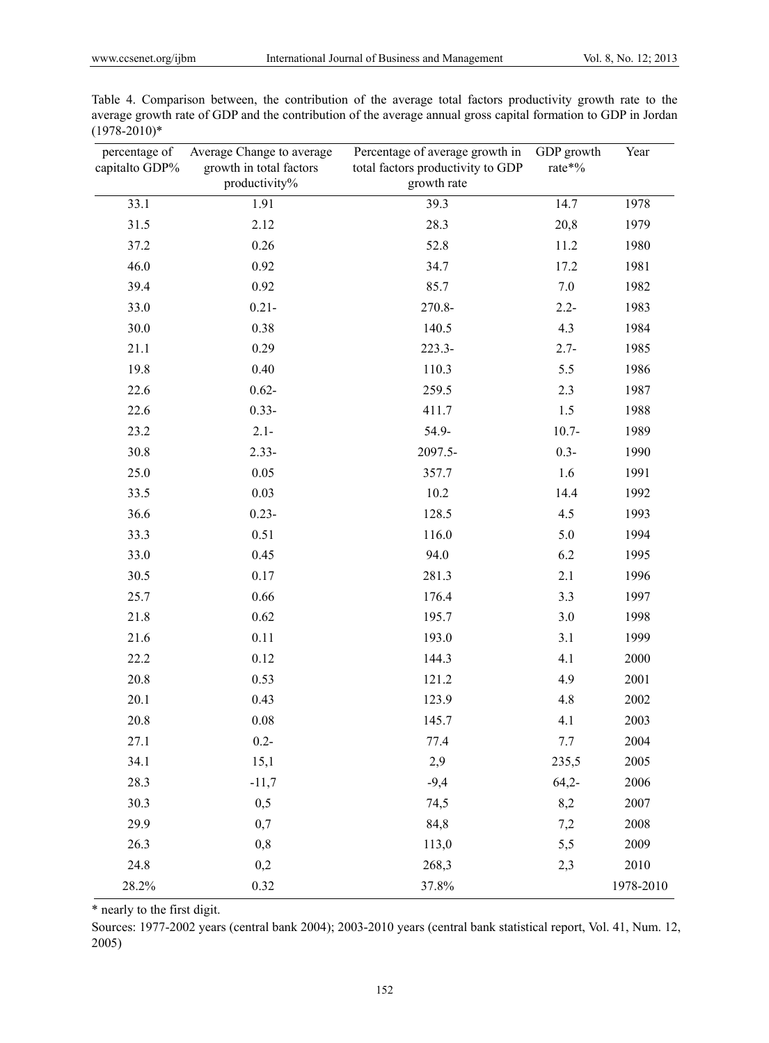Table 4. Comparison between, the contribution of the average total factors productivity growth rate to the average growth rate of GDP and the contribution of the average annual gross capital formation to GDP in Jordan (1978-2010)*

| percentage of capitalto GDP% | Average Change to average growth in total factors productivity% | Percentage of average growth in total factors productivity to GDP growth rate | GDP growth rate*% | Year |
|---|---|---|---|---|
| 33.1 | 1.91 | 39.3 | 14.7 | 1978 |
| 31.5 | 2.12 | 28.3 | 20,8 | 1979 |
| 37.2 | 0.26 | 52.8 | 11.2 | 1980 |
| 46.0 | 0.92 | 34.7 | 17.2 | 1981 |
| 39.4 | 0.92 | 85.7 | 7.0 | 1982 |
| 33.0 | 0.21- | 270.8- | 2.2- | 1983 |
| 30.0 | 0.38 | 140.5 | 4.3 | 1984 |
| 21.1 | 0.29 | 223.3- | 2.7- | 1985 |
| 19.8 | 0.40 | 110.3 | 5.5 | 1986 |
| 22.6 | 0.62- | 259.5 | 2.3 | 1987 |
| 22.6 | 0.33- | 411.7 | 1.5 | 1988 |
| 23.2 | 2.1- | 54.9- | 10.7- | 1989 |
| 30.8 | 2.33- | 2097.5- | 0.3- | 1990 |
| 25.0 | 0.05 | 357.7 | 1.6 | 1991 |
| 33.5 | 0.03 | 10.2 | 14.4 | 1992 |
| 36.6 | 0.23- | 128.5 | 4.5 | 1993 |
| 33.3 | 0.51 | 116.0 | 5.0 | 1994 |
| 33.0 | 0.45 | 94.0 | 6.2 | 1995 |
| 30.5 | 0.17 | 281.3 | 2.1 | 1996 |
| 25.7 | 0.66 | 176.4 | 3.3 | 1997 |
| 21.8 | 0.62 | 195.7 | 3.0 | 1998 |
| 21.6 | 0.11 | 193.0 | 3.1 | 1999 |
| 22.2 | 0.12 | 144.3 | 4.1 | 2000 |
| 20.8 | 0.53 | 121.2 | 4.9 | 2001 |
| 20.1 | 0.43 | 123.9 | 4.8 | 2002 |
| 20.8 | 0.08 | 145.7 | 4.1 | 2003 |
| 27.1 | 0.2- | 77.4 | 7.7 | 2004 |
| 34.1 | 15,1 | 2,9 | 235,5 | 2005 |
| 28.3 | -11,7 | -9,4 | 64,2- | 2006 |
| 30.3 | 0,5 | 74,5 | 8,2 | 2007 |
| 29.9 | 0,7 | 84,8 | 7,2 | 2008 |
| 26.3 | 0,8 | 113,0 | 5,5 | 2009 |
| 24.8 | 0,2 | 268,3 | 2,3 | 2010 |
| 28.2% | 0.32 | 37.8% | | 1978-2010 |

* nearly to the first digit.

Sources: 1977-2002 years (central bank 2004); 2003-2010 years (central bank statistical report, Vol. 41, Num. 12, 2005)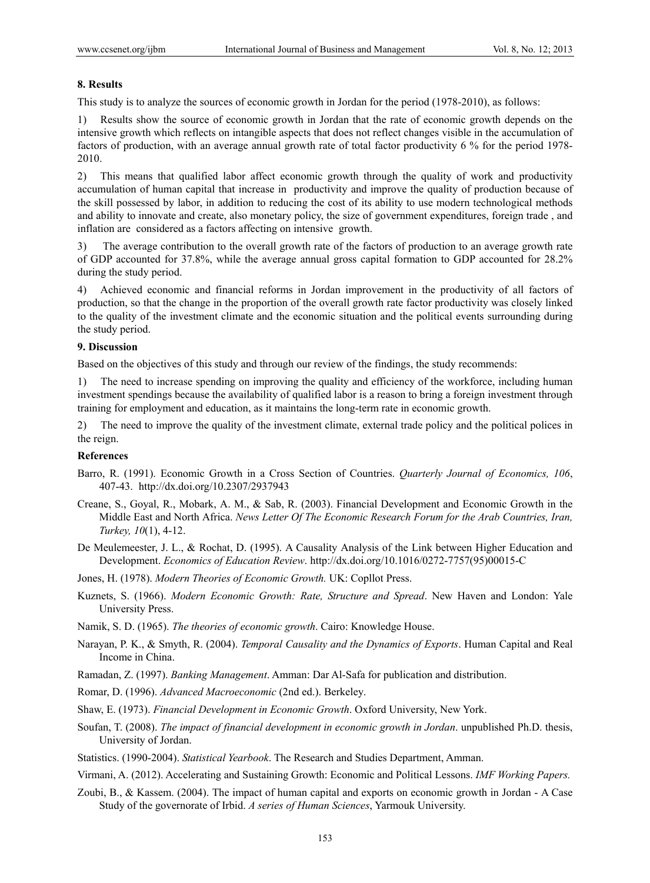## 8. Results

This study is to analyze the sources of economic growth in Jordan for the period (1978-2010), as follows:

1) Results show the source of economic growth in Jordan that the rate of economic growth depends on the intensive growth which reflects on intangible aspects that does not reflect changes visible in the accumulation of factors of production, with an average annual growth rate of total factor productivity 6 % for the period 1978-2010.

2) This means that qualified labor affect economic growth through the quality of work and productivity accumulation of human capital that increase in productivity and improve the quality of production because of the skill possessed by labor, in addition to reducing the cost of its ability to use modern technological methods and ability to innovate and create, also monetary policy, the size of government expenditures, foreign trade , and inflation are considered as a factors affecting on intensive growth.

3) The average contribution to the overall growth rate of the factors of production to an average growth rate of GDP accounted for 37.8%, while the average annual gross capital formation to GDP accounted for 28.2% during the study period.

4) Achieved economic and financial reforms in Jordan improvement in the productivity of all factors of production, so that the change in the proportion of the overall growth rate factor productivity was closely linked to the quality of the investment climate and the economic situation and the political events surrounding during the study period.

## 9. Discussion

Based on the objectives of this study and through our review of the findings, the study recommends:

1) The need to increase spending on improving the quality and efficiency of the workforce, including human investment spendings because the availability of qualified labor is a reason to bring a foreign investment through training for employment and education, as it maintains the long-term rate in economic growth.

2) The need to improve the quality of the investment climate, external trade policy and the political polices in the reign.

## References

Barro, R. (1991). Economic Growth in a Cross Section of Countries. *Quarterly Journal of Economics, 106*, 407-43. http://dx.doi.org/10.2307/2937943

Creane, S., Goyal, R., Mobark, A. M., & Sab, R. (2003). Financial Development and Economic Growth in the Middle East and North Africa. *News Letter Of The Economic Research Forum for the Arab Countries, Iran, Turkey, 10*(1), 4-12.

De Meulemeester, J. L., & Rochat, D. (1995). A Causality Analysis of the Link between Higher Education and Development. *Economics of Education Review*. http://dx.doi.org/10.1016/0272-7757(95)00015-C

Jones, H. (1978). *Modern Theories of Economic Growth.* UK: Copllot Press.

Kuznets, S. (1966). *Modern Economic Growth: Rate, Structure and Spread*. New Haven and London: Yale University Press.

Namik, S. D. (1965). *The theories of economic growth*. Cairo: Knowledge House.

Narayan, P. K., & Smyth, R. (2004). *Temporal Causality and the Dynamics of Exports*. Human Capital and Real Income in China.

Ramadan, Z. (1997). *Banking Management*. Amman: Dar Al-Safa for publication and distribution.

Romar, D. (1996). *Advanced Macroeconomic* (2nd ed.). Berkeley.

Shaw, E. (1973). *Financial Development in Economic Growth*. Oxford University, New York.

Soufan, T. (2008). *The impact of financial development in economic growth in Jordan*. unpublished Ph.D. thesis, University of Jordan.

Statistics. (1990-2004). *Statistical Yearbook*. The Research and Studies Department, Amman.

Virmani, A. (2012). Accelerating and Sustaining Growth: Economic and Political Lessons. *IMF Working Papers.*

Zoubi, B., & Kassem. (2004). The impact of human capital and exports on economic growth in Jordan - A Case Study of the governorate of Irbid. *A series of Human Sciences*, Yarmouk University.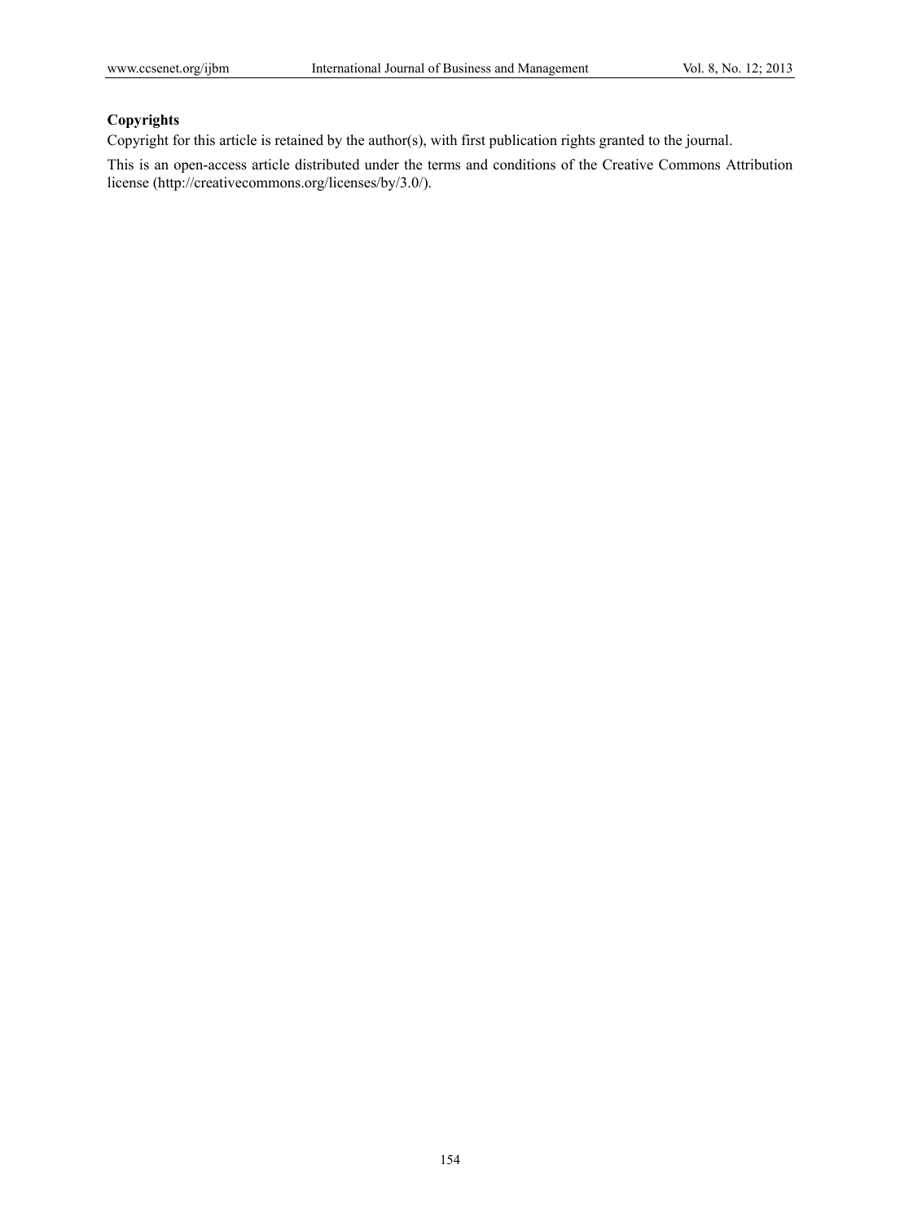**Copyrights**

Copyright for this article is retained by the author(s), with first publication rights granted to the journal.

This is an open-access article distributed under the terms and conditions of the Creative Commons Attribution license (http://creativecommons.org/licenses/by/3.0/).